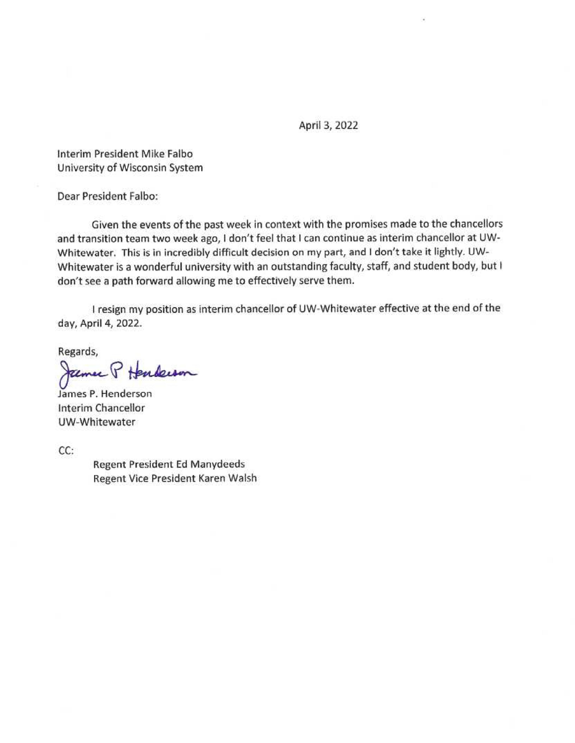April 3, 2022

Interim President Mike Falbo
University of Wisconsin System

Dear President Falbo:

Given the events of the past week in context with the promises made to the chancellors and transition team two week ago, I don't feel that I can continue as interim chancellor at UW-Whitewater. This is in incredibly difficult decision on my part, and I don't take it lightly. UW-Whitewater is a wonderful university with an outstanding faculty, staff, and student body, but I don't see a path forward allowing me to effectively serve them.

I resign my position as interim chancellor of UW-Whitewater effective at the end of the day, April 4, 2022.

Regards,

James P. Henderson

James P. Henderson
Interim Chancellor
UW-Whitewater

CC:

Regent President Ed Manydeeds
Regent Vice President Karen Walsh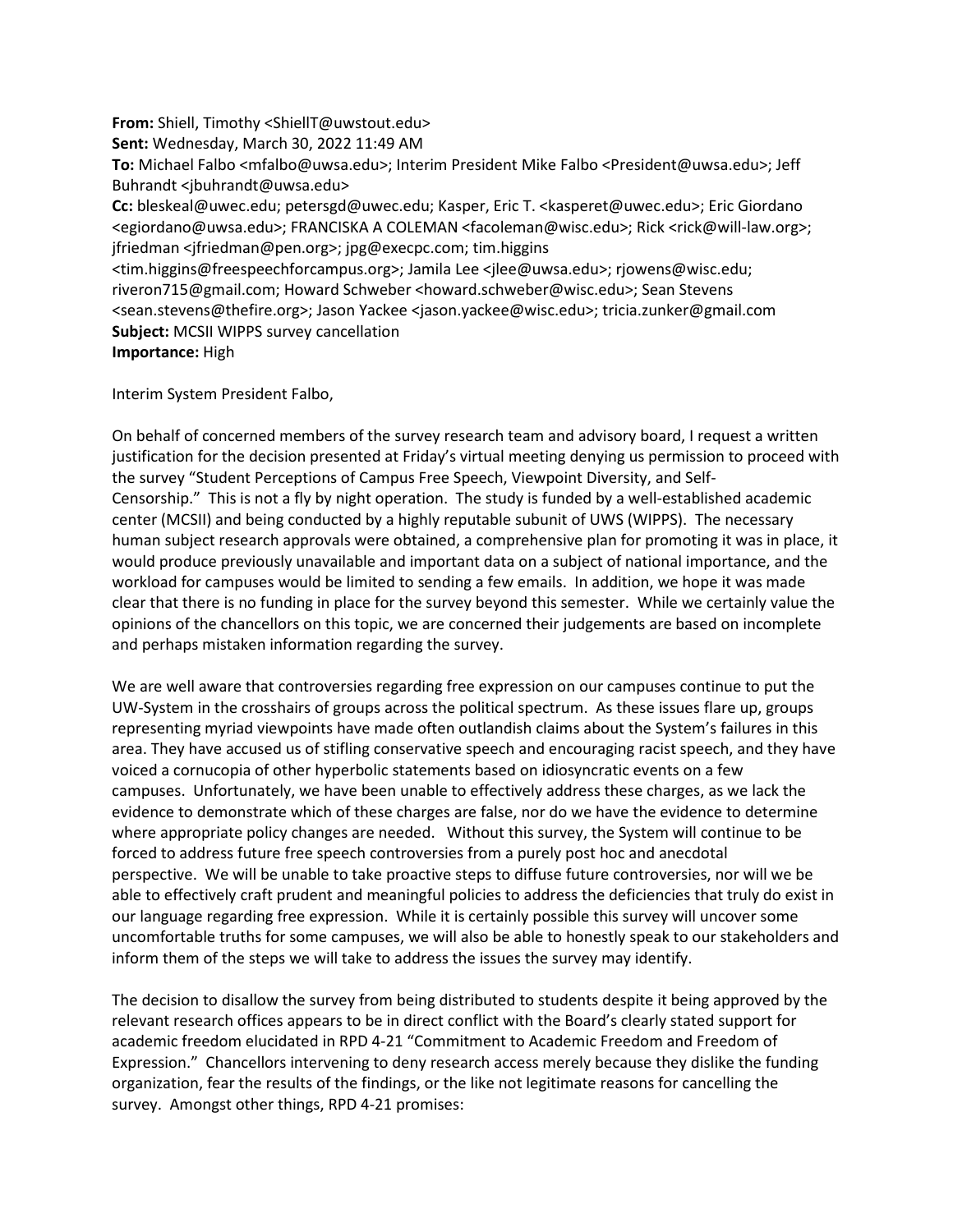**From:** Shiell, Timothy <ShiellT@uwstout.edu>
**Sent:** Wednesday, March 30, 2022 11:49 AM
**To:** Michael Falbo <mfalbo@uwsa.edu>; Interim President Mike Falbo <President@uwsa.edu>; Jeff Buhrandt <jbuhrandt@uwsa.edu>
**Cc:** bleskeal@uwec.edu; petersgd@uwec.edu; Kasper, Eric T. <kasperet@uwec.edu>; Eric Giordano <egiordano@uwsa.edu>; FRANCISKA A COLEMAN <facoleman@wisc.edu>; Rick <rick@will-law.org>; jfriedman <jfriedman@pen.org>; jpg@execpc.com; tim.higgins <tim.higgins@freespeechforcampus.org>; Jamila Lee <jlee@uwsa.edu>; rjowens@wisc.edu; riveron715@gmail.com; Howard Schweber <howard.schweber@wisc.edu>; Sean Stevens <sean.stevens@thefire.org>; Jason Yackee <jason.yackee@wisc.edu>; tricia.zunker@gmail.com
**Subject:** MCSII WIPPS survey cancellation
**Importance:** High

Interim System President Falbo,

On behalf of concerned members of the survey research team and advisory board, I request a written justification for the decision presented at Friday's virtual meeting denying us permission to proceed with the survey "Student Perceptions of Campus Free Speech, Viewpoint Diversity, and Self-Censorship." This is not a fly by night operation. The study is funded by a well-established academic center (MCSII) and being conducted by a highly reputable subunit of UWS (WIPPS). The necessary human subject research approvals were obtained, a comprehensive plan for promoting it was in place, it would produce previously unavailable and important data on a subject of national importance, and the workload for campuses would be limited to sending a few emails. In addition, we hope it was made clear that there is no funding in place for the survey beyond this semester. While we certainly value the opinions of the chancellors on this topic, we are concerned their judgements are based on incomplete and perhaps mistaken information regarding the survey.

We are well aware that controversies regarding free expression on our campuses continue to put the UW-System in the crosshairs of groups across the political spectrum. As these issues flare up, groups representing myriad viewpoints have made often outlandish claims about the System's failures in this area. They have accused us of stifling conservative speech and encouraging racist speech, and they have voiced a cornucopia of other hyperbolic statements based on idiosyncratic events on a few campuses. Unfortunately, we have been unable to effectively address these charges, as we lack the evidence to demonstrate which of these charges are false, nor do we have the evidence to determine where appropriate policy changes are needed. Without this survey, the System will continue to be forced to address future free speech controversies from a purely post hoc and anecdotal perspective. We will be unable to take proactive steps to diffuse future controversies, nor will we be able to effectively craft prudent and meaningful policies to address the deficiencies that truly do exist in our language regarding free expression. While it is certainly possible this survey will uncover some uncomfortable truths for some campuses, we will also be able to honestly speak to our stakeholders and inform them of the steps we will take to address the issues the survey may identify.

The decision to disallow the survey from being distributed to students despite it being approved by the relevant research offices appears to be in direct conflict with the Board's clearly stated support for academic freedom elucidated in RPD 4-21 "Commitment to Academic Freedom and Freedom of Expression." Chancellors intervening to deny research access merely because they dislike the funding organization, fear the results of the findings, or the like not legitimate reasons for cancelling the survey. Amongst other things, RPD 4-21 promises: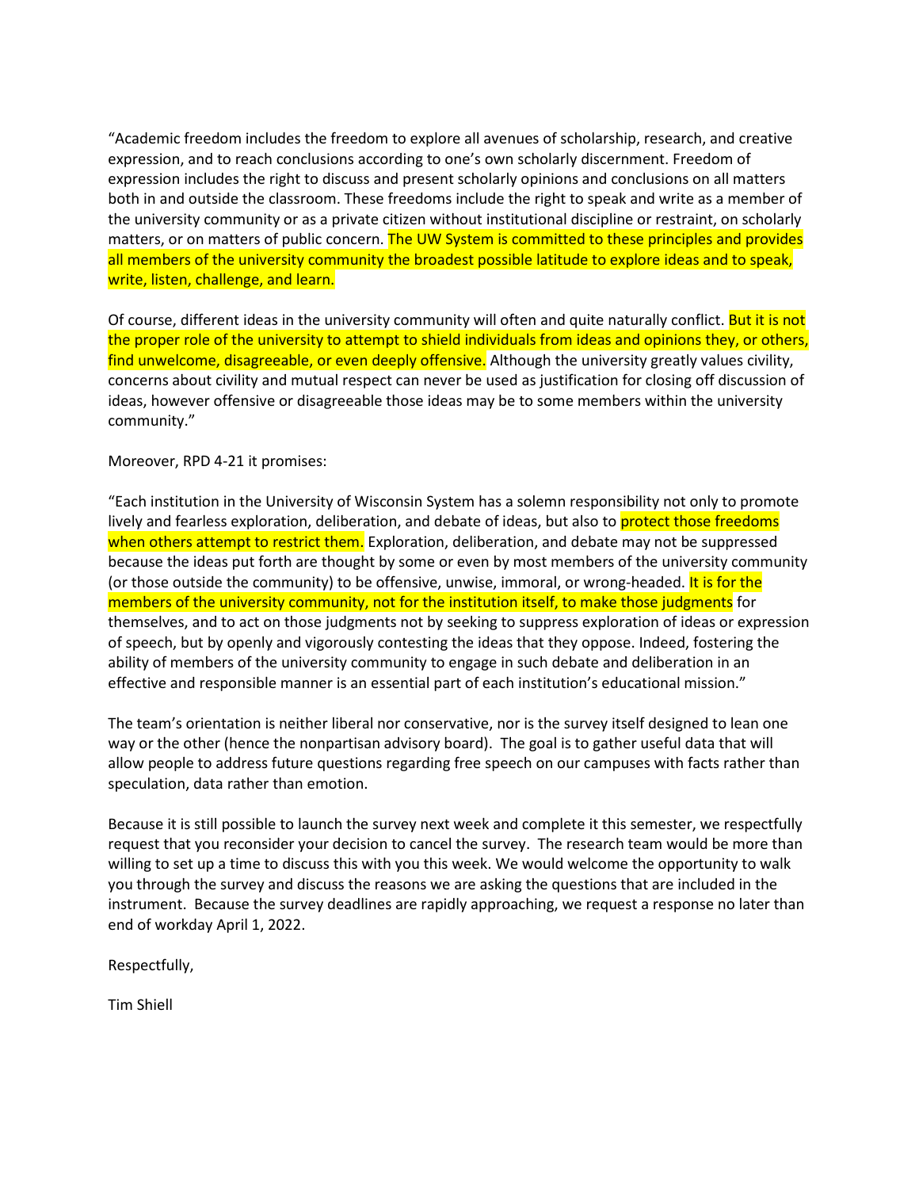"Academic freedom includes the freedom to explore all avenues of scholarship, research, and creative expression, and to reach conclusions according to one's own scholarly discernment. Freedom of expression includes the right to discuss and present scholarly opinions and conclusions on all matters both in and outside the classroom. These freedoms include the right to speak and write as a member of the university community or as a private citizen without institutional discipline or restraint, on scholarly matters, or on matters of public concern. The UW System is committed to these principles and provides all members of the university community the broadest possible latitude to explore ideas and to speak, write, listen, challenge, and learn.

Of course, different ideas in the university community will often and quite naturally conflict. But it is not the proper role of the university to attempt to shield individuals from ideas and opinions they, or others, find unwelcome, disagreeable, or even deeply offensive. Although the university greatly values civility, concerns about civility and mutual respect can never be used as justification for closing off discussion of ideas, however offensive or disagreeable those ideas may be to some members within the university community."

Moreover, RPD 4-21 it promises:

"Each institution in the University of Wisconsin System has a solemn responsibility not only to promote lively and fearless exploration, deliberation, and debate of ideas, but also to protect those freedoms when others attempt to restrict them. Exploration, deliberation, and debate may not be suppressed because the ideas put forth are thought by some or even by most members of the university community (or those outside the community) to be offensive, unwise, immoral, or wrong-headed. It is for the members of the university community, not for the institution itself, to make those judgments for themselves, and to act on those judgments not by seeking to suppress exploration of ideas or expression of speech, but by openly and vigorously contesting the ideas that they oppose. Indeed, fostering the ability of members of the university community to engage in such debate and deliberation in an effective and responsible manner is an essential part of each institution's educational mission."

The team's orientation is neither liberal nor conservative, nor is the survey itself designed to lean one way or the other (hence the nonpartisan advisory board). The goal is to gather useful data that will allow people to address future questions regarding free speech on our campuses with facts rather than speculation, data rather than emotion.

Because it is still possible to launch the survey next week and complete it this semester, we respectfully request that you reconsider your decision to cancel the survey. The research team would be more than willing to set up a time to discuss this with you this week. We would welcome the opportunity to walk you through the survey and discuss the reasons we are asking the questions that are included in the instrument. Because the survey deadlines are rapidly approaching, we request a response no later than end of workday April 1, 2022.

Respectfully,

Tim Shiell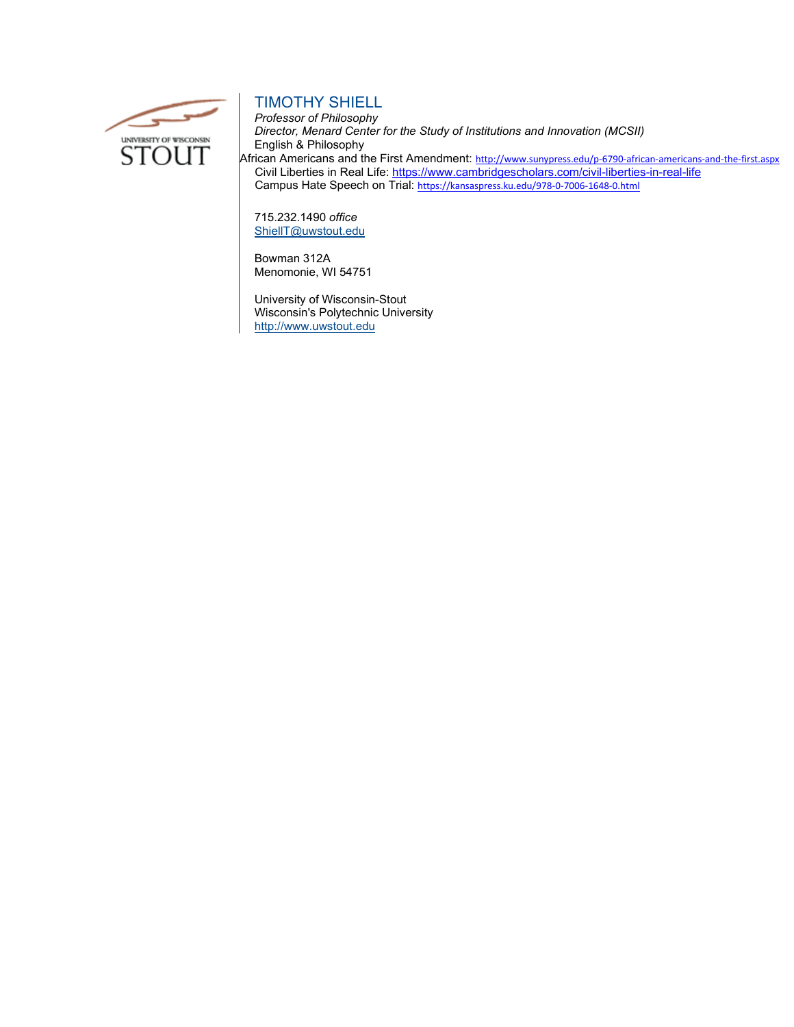UNIVERSITY OF WISCONSIN
STOUT

TIMOTHY SHIELL
*Professor of Philosophy*
*Director, Menard Center for the Study of Institutions and Innovation (MCSII)*
English & Philosophy
African Americans and the First Amendment: http://www.sunypress.edu/p-6790-african-americans-and-the-first.aspx
Civil Liberties in Real Life: https://www.cambridgescholars.com/civil-liberties-in-real-life
Campus Hate Speech on Trial: https://kansaspress.ku.edu/978-0-7006-1648-0.html

715.232.1490 *office*
ShiellT@uwstout.edu

Bowman 312A
Menomonie, WI 54751

University of Wisconsin-Stout
Wisconsin's Polytechnic University
http://www.uwstout.edu